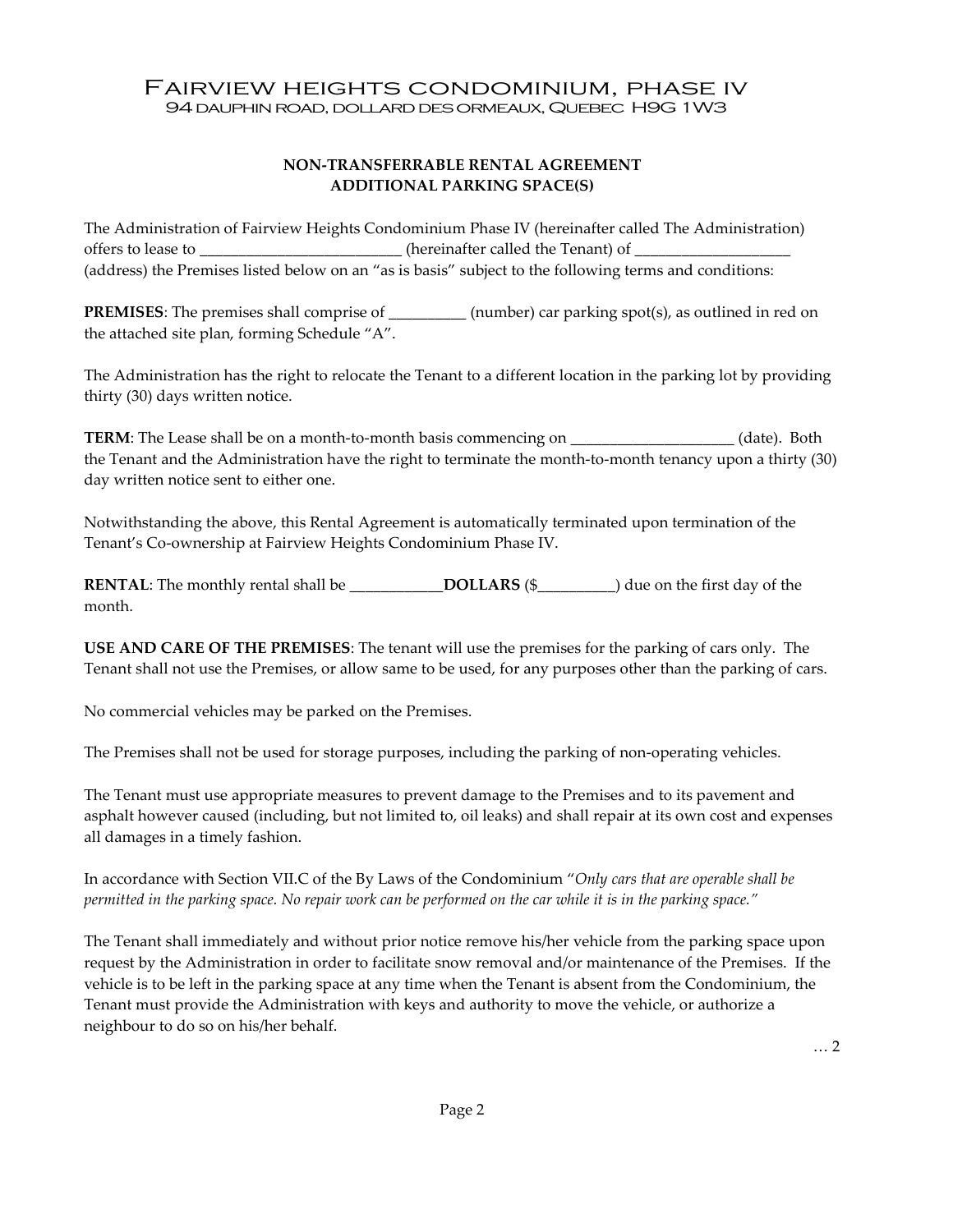# Fairview Heights Condominium, Phase IV

94 Dauphin Road, Dollard des Ormeaux, Quebec H9G 1W3

## NON-TRANSFERRABLE RENTAL AGREEMENT
## ADDITIONAL PARKING SPACE(S)

The Administration of Fairview Heights Condominium Phase IV (hereinafter called The Administration) offers to lease to __________________________ (hereinafter called the Tenant) of ____________________ (address) the Premises listed below on an "as is basis" subject to the following terms and conditions:

**PREMISES**: The premises shall comprise of __________ (number) car parking spot(s), as outlined in red on the attached site plan, forming Schedule "A".

The Administration has the right to relocate the Tenant to a different location in the parking lot by providing thirty (30) days written notice.

**TERM**: The Lease shall be on a month-to-month basis commencing on _____________________ (date). Both the Tenant and the Administration have the right to terminate the month-to-month tenancy upon a thirty (30) day written notice sent to either one.

Notwithstanding the above, this Rental Agreement is automatically terminated upon termination of the Tenant's Co-ownership at Fairview Heights Condominium Phase IV.

**RENTAL**: The monthly rental shall be ____________**DOLLARS** ($__________) due on the first day of the month.

**USE AND CARE OF THE PREMISES**: The tenant will use the premises for the parking of cars only. The Tenant shall not use the Premises, or allow same to be used, for any purposes other than the parking of cars.

No commercial vehicles may be parked on the Premises.

The Premises shall not be used for storage purposes, including the parking of non-operating vehicles.

The Tenant must use appropriate measures to prevent damage to the Premises and to its pavement and asphalt however caused (including, but not limited to, oil leaks) and shall repair at its own cost and expenses all damages in a timely fashion.

In accordance with Section VII.C of the By Laws of the Condominium "*Only cars that are operable shall be permitted in the parking space. No repair work can be performed on the car while it is in the parking space.*"

The Tenant shall immediately and without prior notice remove his/her vehicle from the parking space upon request by the Administration in order to facilitate snow removal and/or maintenance of the Premises. If the vehicle is to be left in the parking space at any time when the Tenant is absent from the Condominium, the Tenant must provide the Administration with keys and authority to move the vehicle, or authorize a neighbour to do so on his/her behalf.

… 2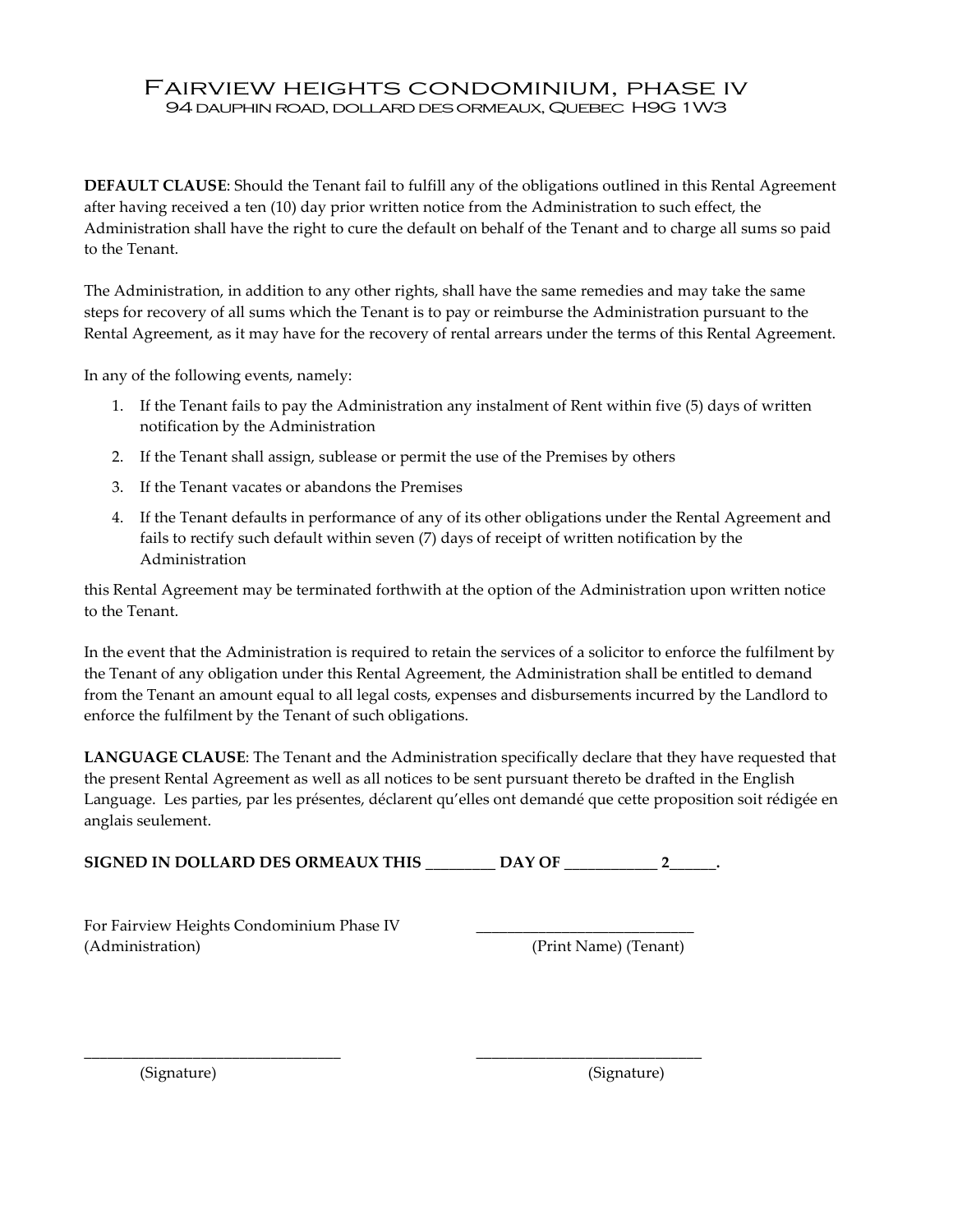# Fairview heights condominium, phase iv

94 dauphin road, dollard des ormeaux, Quebec H9G 1W3

**DEFAULT CLAUSE**: Should the Tenant fail to fulfill any of the obligations outlined in this Rental Agreement after having received a ten (10) day prior written notice from the Administration to such effect, the Administration shall have the right to cure the default on behalf of the Tenant and to charge all sums so paid to the Tenant.

The Administration, in addition to any other rights, shall have the same remedies and may take the same steps for recovery of all sums which the Tenant is to pay or reimburse the Administration pursuant to the Rental Agreement, as it may have for the recovery of rental arrears under the terms of this Rental Agreement.

In any of the following events, namely:

1. If the Tenant fails to pay the Administration any instalment of Rent within five (5) days of written notification by the Administration
2. If the Tenant shall assign, sublease or permit the use of the Premises by others
3. If the Tenant vacates or abandons the Premises
4. If the Tenant defaults in performance of any of its other obligations under the Rental Agreement and fails to rectify such default within seven (7) days of receipt of written notification by the Administration

this Rental Agreement may be terminated forthwith at the option of the Administration upon written notice to the Tenant.

In the event that the Administration is required to retain the services of a solicitor to enforce the fulfilment by the Tenant of any obligation under this Rental Agreement, the Administration shall be entitled to demand from the Tenant an amount equal to all legal costs, expenses and disbursements incurred by the Landlord to enforce the fulfilment by the Tenant of such obligations.

**LANGUAGE CLAUSE**: The Tenant and the Administration specifically declare that they have requested that the present Rental Agreement as well as all notices to be sent pursuant thereto be drafted in the English Language. Les parties, par les présentes, déclarent qu'elles ont demandé que cette proposition soit rédigée en anglais seulement.

**SIGNED IN DOLLARD DES ORMEAUX THIS _________ DAY OF ____________ 2______.**

For Fairview Heights Condominium Phase IV
(Administration)

____________________________
(Print Name) (Tenant)

_________________________________
(Signature)

_____________________________
(Signature)